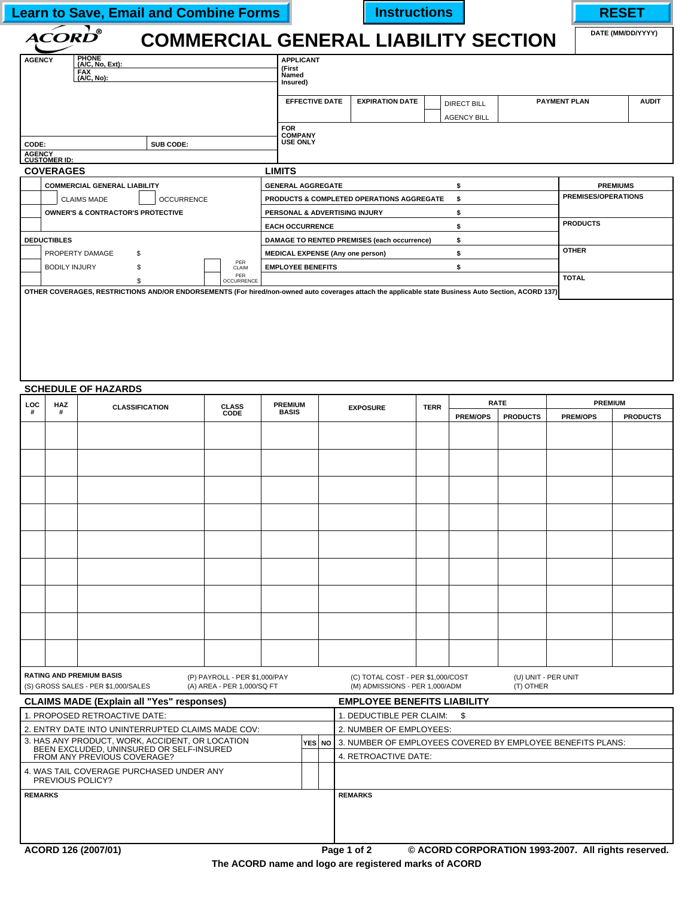Learn to Save, Email and Combine Forms | Instructions | RESET

# ACORD® COMMERCIAL GENERAL LIABILITY SECTION

DATE (MM/DD/YYYY)

| AGENCY | PHONE (A/C, No, Ext): | APPLICANT (First Named Insured) |
|---|---|---|
| | FAX (A/C, No): | |

| EFFECTIVE DATE | EXPIRATION DATE | DIRECT BILL / AGENCY BILL | PAYMENT PLAN | AUDIT |
|---|---|---|---|---|
| | | | | |

CODE: | SUB CODE:

AGENCY CUSTOMER ID:

FOR COMPANY USE ONLY

## COVERAGES / LIMITS

| COVERAGES | LIMITS | | PREMIUMS |
|---|---|---|---|
| COMMERCIAL GENERAL LIABILITY | GENERAL AGGREGATE | $ | |
| ☐ CLAIMS MADE ☐ OCCURRENCE | PRODUCTS & COMPLETED OPERATIONS AGGREGATE | $ | PREMISES/OPERATIONS |
| OWNER'S & CONTRACTOR'S PROTECTIVE | PERSONAL & ADVERTISING INJURY | $ | |
| | EACH OCCURRENCE | $ | PRODUCTS |
| DEDUCTIBLES | DAMAGE TO RENTED PREMISES (each occurrence) | $ | |
| PROPERTY DAMAGE $ | MEDICAL EXPENSE (Any one person) | $ | OTHER |
| BODILY INJURY $ ☐ PER CLAIM | EMPLOYEE BENEFITS | $ | |
| $ ☐ PER OCCURRENCE | | | TOTAL |

OTHER COVERAGES, RESTRICTIONS AND/OR ENDORSEMENTS (For hired/non-owned auto coverages attach the applicable state Business Auto Section, ACORD 137)

## SCHEDULE OF HAZARDS

| LOC # | HAZ # | CLASSIFICATION | CLASS CODE | PREMIUM BASIS | EXPOSURE | TERR | RATE | | PREMIUM | |
|---|---|---|---|---|---|---|---|---|---|---|
| | | | | | | | PREM/OPS | PRODUCTS | PREM/OPS | PRODUCTS |
| | | | | | | | | | | |
| | | | | | | | | | | |
| | | | | | | | | | | |
| | | | | | | | | | | |
| | | | | | | | | | | |
| | | | | | | | | | | |
| | | | | | | | | | | |
| | | | | | | | | | | |
| | | | | | | | | | | |

**RATING AND PREMIUM BASIS**
(S) GROSS SALES - PER $1,000/SALES
(P) PAYROLL - PER $1,000/PAY
(A) AREA - PER 1,000/SQ FT
(C) TOTAL COST - PER $1,000/COST
(M) ADMISSIONS - PER 1,000/ADM
(U) UNIT - PER UNIT
(T) OTHER

## CLAIMS MADE (Explain all "Yes" responses)

| | YES | NO |
|---|---|---|
| 1. PROPOSED RETROACTIVE DATE: | | |
| 2. ENTRY DATE INTO UNINTERRUPTED CLAIMS MADE COV: | | |
| 3. HAS ANY PRODUCT, WORK, ACCIDENT, OR LOCATION BEEN EXCLUDED, UNINSURED OR SELF-INSURED FROM ANY PREVIOUS COVERAGE? | | |
| 4. WAS TAIL COVERAGE PURCHASED UNDER ANY PREVIOUS POLICY? | | |

REMARKS

## EMPLOYEE BENEFITS LIABILITY

1. DEDUCTIBLE PER CLAIM: $
2. NUMBER OF EMPLOYEES:
3. NUMBER OF EMPLOYEES COVERED BY EMPLOYEE BENEFITS PLANS:
4. RETROACTIVE DATE:

REMARKS

ACORD 126 (2007/01) © ACORD CORPORATION 1993-2007. All rights reserved.

The ACORD name and logo are registered marks of ACORD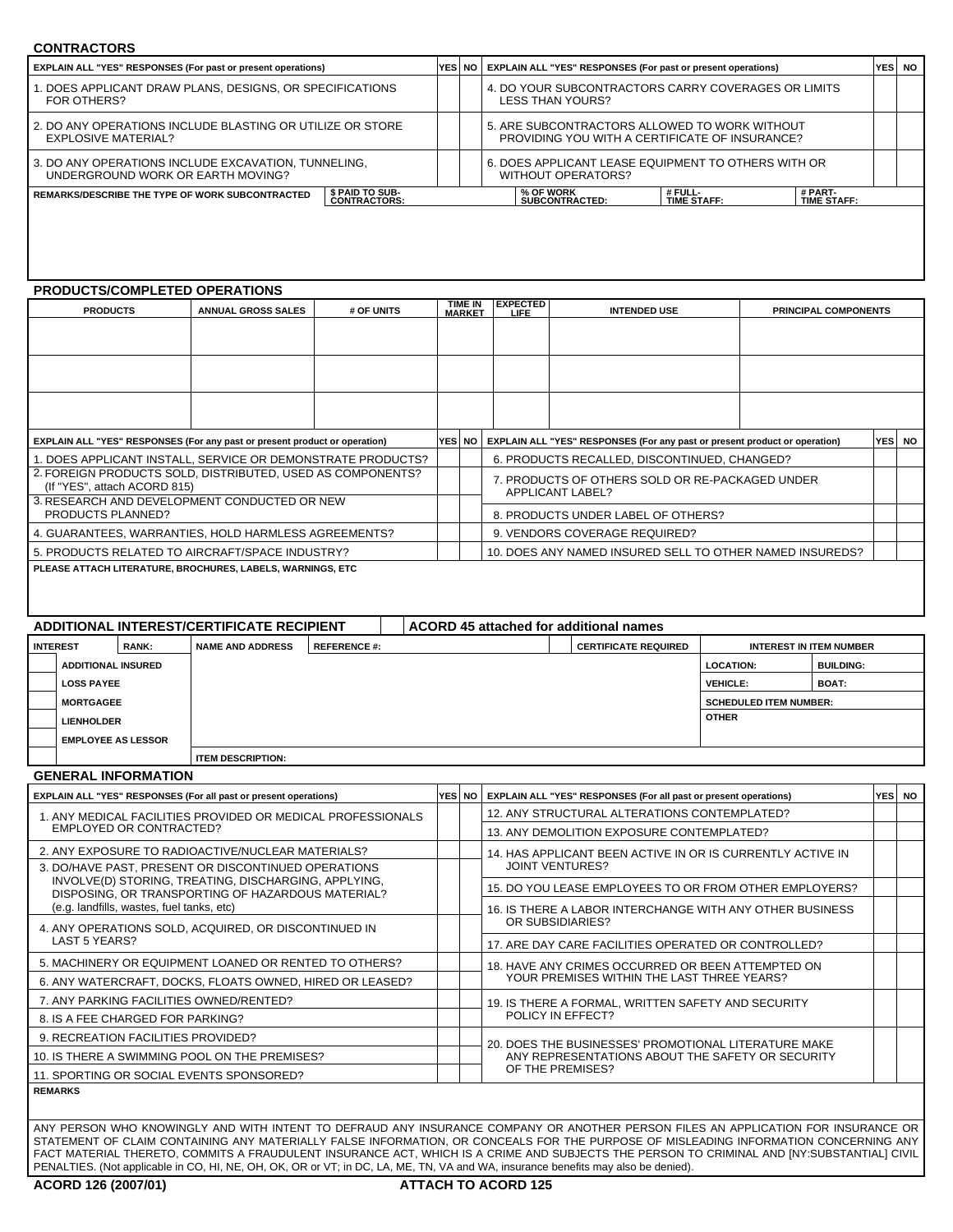## CONTRACTORS

| EXPLAIN ALL "YES" RESPONSES (For past or present operations) | YES | NO | EXPLAIN ALL "YES" RESPONSES (For past or present operations) | YES | NO |
|---|---|---|---|---|---|
| 1. DOES APPLICANT DRAW PLANS, DESIGNS, OR SPECIFICATIONS FOR OTHERS? | | | 4. DO YOUR SUBCONTRACTORS CARRY COVERAGES OR LIMITS LESS THAN YOURS? | | |
| 2. DO ANY OPERATIONS INCLUDE BLASTING OR UTILIZE OR STORE EXPLOSIVE MATERIAL? | | | 5. ARE SUBCONTRACTORS ALLOWED TO WORK WITHOUT PROVIDING YOU WITH A CERTIFICATE OF INSURANCE? | | |
| 3. DO ANY OPERATIONS INCLUDE EXCAVATION, TUNNELING, UNDERGROUND WORK OR EARTH MOVING? | | | 6. DOES APPLICANT LEASE EQUIPMENT TO OTHERS WITH OR WITHOUT OPERATORS? | | |

| REMARKS/DESCRIBE THE TYPE OF WORK SUBCONTRACTED | $ PAID TO SUB-CONTRACTORS: | % OF WORK SUBCONTRACTED: | # FULL-TIME STAFF: | # PART-TIME STAFF: |
|---|---|---|---|---|
| | | | | |

## PRODUCTS/COMPLETED OPERATIONS

| PRODUCTS | ANNUAL GROSS SALES | # OF UNITS | TIME IN MARKET | EXPECTED LIFE | INTENDED USE | PRINCIPAL COMPONENTS |
|---|---|---|---|---|---|---|
| | | | | | | |
| | | | | | | |
| | | | | | | |

| EXPLAIN ALL "YES" RESPONSES (For any past or present product or operation) | YES | NO | EXPLAIN ALL "YES" RESPONSES (For any past or present product or operation) | YES | NO |
|---|---|---|---|---|---|
| 1. DOES APPLICANT INSTALL, SERVICE OR DEMONSTRATE PRODUCTS? | | | 6. PRODUCTS RECALLED, DISCONTINUED, CHANGED? | | |
| 2. FOREIGN PRODUCTS SOLD, DISTRIBUTED, USED AS COMPONENTS? (If "YES", attach ACORD 815) | | | 7. PRODUCTS OF OTHERS SOLD OR RE-PACKAGED UNDER APPLICANT LABEL? | | |
| 3. RESEARCH AND DEVELOPMENT CONDUCTED OR NEW PRODUCTS PLANNED? | | | 8. PRODUCTS UNDER LABEL OF OTHERS? | | |
| 4. GUARANTEES, WARRANTIES, HOLD HARMLESS AGREEMENTS? | | | 9. VENDORS COVERAGE REQUIRED? | | |
| 5. PRODUCTS RELATED TO AIRCRAFT/SPACE INDUSTRY? | | | 10. DOES ANY NAMED INSURED SELL TO OTHER NAMED INSUREDS? | | |

PLEASE ATTACH LITERATURE, BROCHURES, LABELS, WARNINGS, ETC

## ADDITIONAL INTEREST/CERTIFICATE RECIPIENT

ACORD 45 attached for additional names

| INTEREST | RANK: | NAME AND ADDRESS | REFERENCE #: | CERTIFICATE REQUIRED | INTEREST IN ITEM NUMBER | |
|---|---|---|---|---|---|---|
| ADDITIONAL INSURED | | | | | LOCATION: | BUILDING: |
| LOSS PAYEE | | | | | VEHICLE: | BOAT: |
| MORTGAGEE | | | | | SCHEDULED ITEM NUMBER: | |
| LIENHOLDER | | | | | OTHER | |
| EMPLOYEE AS LESSOR | | | | | | |
| | | ITEM DESCRIPTION: | | | | |

## GENERAL INFORMATION

| EXPLAIN ALL "YES" RESPONSES (For all past or present operations) | YES | NO | EXPLAIN ALL "YES" RESPONSES (For all past or present operations) | YES | NO |
|---|---|---|---|---|---|
| 1. ANY MEDICAL FACILITIES PROVIDED OR MEDICAL PROFESSIONALS EMPLOYED OR CONTRACTED? | | | 12. ANY STRUCTURAL ALTERATIONS CONTEMPLATED? | | |
| | | | 13. ANY DEMOLITION EXPOSURE CONTEMPLATED? | | |
| 2. ANY EXPOSURE TO RADIOACTIVE/NUCLEAR MATERIALS? | | | 14. HAS APPLICANT BEEN ACTIVE IN OR IS CURRENTLY ACTIVE IN JOINT VENTURES? | | |
| 3. DO/HAVE PAST, PRESENT OR DISCONTINUED OPERATIONS INVOLVE(D) STORING, TREATING, DISCHARGING, APPLYING, DISPOSING, OR TRANSPORTING OF HAZARDOUS MATERIAL? (e.g. landfills, wastes, fuel tanks, etc) | | | 15. DO YOU LEASE EMPLOYEES TO OR FROM OTHER EMPLOYERS? | | |
| | | | 16. IS THERE A LABOR INTERCHANGE WITH ANY OTHER BUSINESS OR SUBSIDIARIES? | | |
| 4. ANY OPERATIONS SOLD, ACQUIRED, OR DISCONTINUED IN LAST 5 YEARS? | | | 17. ARE DAY CARE FACILITIES OPERATED OR CONTROLLED? | | |
| 5. MACHINERY OR EQUIPMENT LOANED OR RENTED TO OTHERS? | | | 18. HAVE ANY CRIMES OCCURRED OR BEEN ATTEMPTED ON YOUR PREMISES WITHIN THE LAST THREE YEARS? | | |
| 6. ANY WATERCRAFT, DOCKS, FLOATS OWNED, HIRED OR LEASED? | | | | | |
| 7. ANY PARKING FACILITIES OWNED/RENTED? | | | 19. IS THERE A FORMAL, WRITTEN SAFETY AND SECURITY POLICY IN EFFECT? | | |
| 8. IS A FEE CHARGED FOR PARKING? | | | | | |
| 9. RECREATION FACILITIES PROVIDED? | | | 20. DOES THE BUSINESSES' PROMOTIONAL LITERATURE MAKE ANY REPRESENTATIONS ABOUT THE SAFETY OR SECURITY OF THE PREMISES? | | |
| 10. IS THERE A SWIMMING POOL ON THE PREMISES? | | | | | |
| 11. SPORTING OR SOCIAL EVENTS SPONSORED? | | | | | |

REMARKS

ANY PERSON WHO KNOWINGLY AND WITH INTENT TO DEFRAUD ANY INSURANCE COMPANY OR ANOTHER PERSON FILES AN APPLICATION FOR INSURANCE OR STATEMENT OF CLAIM CONTAINING ANY MATERIALLY FALSE INFORMATION, OR CONCEALS FOR THE PURPOSE OF MISLEADING INFORMATION CONCERNING ANY FACT MATERIAL THERETO, COMMITS A FRAUDULENT INSURANCE ACT, WHICH IS A CRIME AND SUBJECTS THE PERSON TO CRIMINAL AND [NY:SUBSTANTIAL] CIVIL PENALTIES. (Not applicable in CO, HI, NE, OH, OK, OR or VT; in DC, LA, ME, TN, VA and WA, insurance benefits may also be denied).

ACORD 126 (2007/01) ATTACH TO ACORD 125